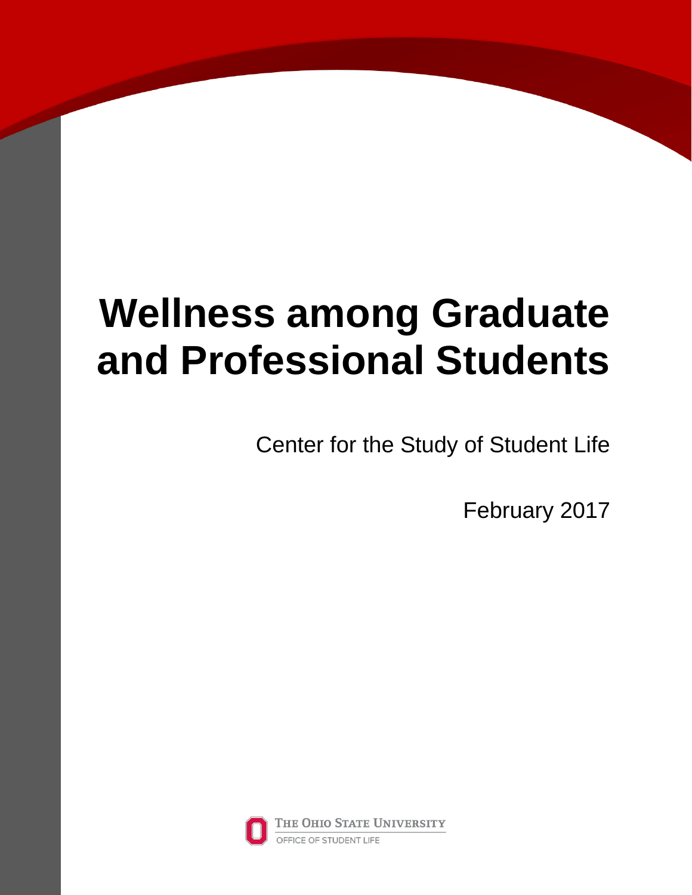# Wellness among Graduate and Professional Students

Center for the Study of Student Life

February 2017

The Ohio State University

Office of Student Life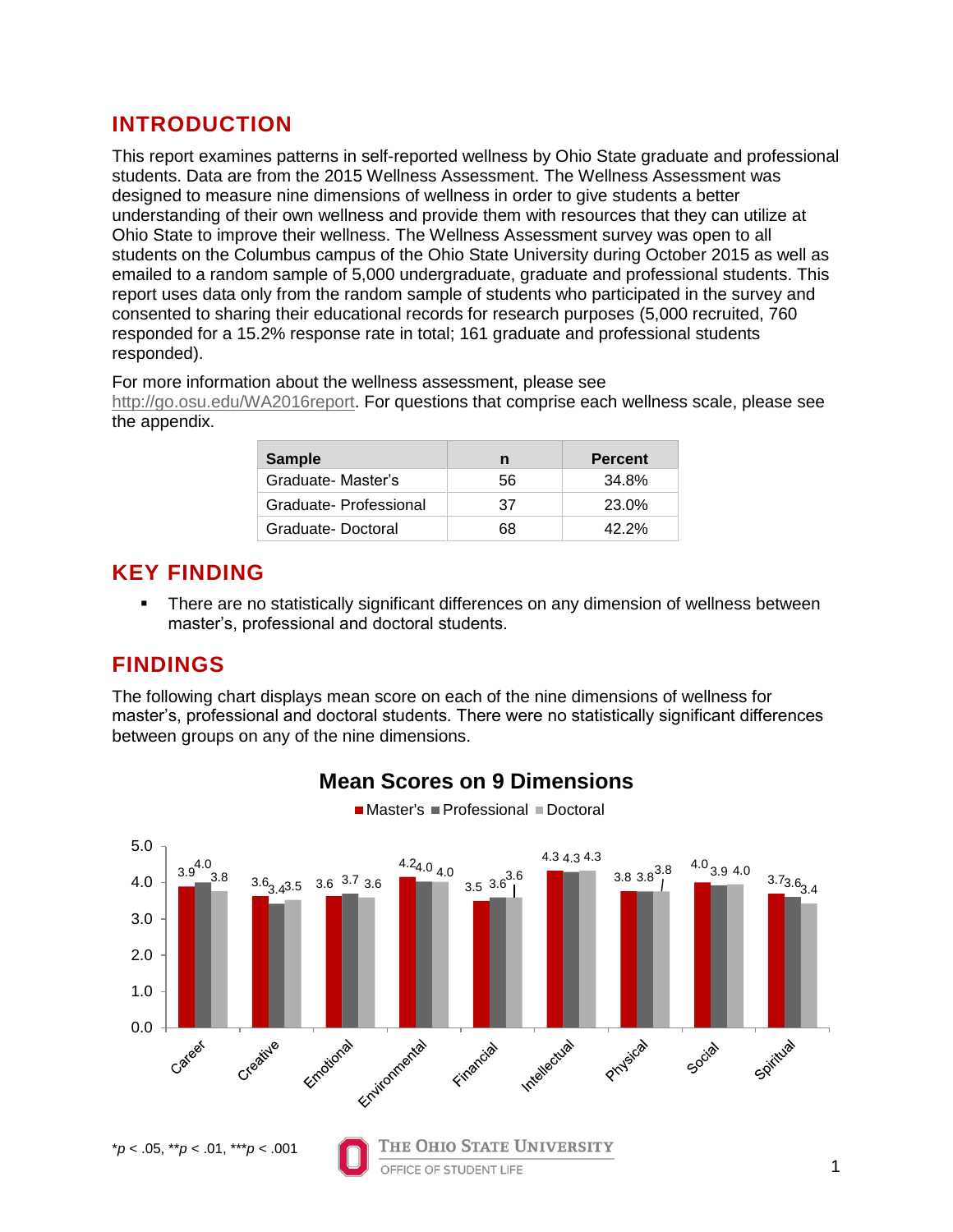## INTRODUCTION

This report examines patterns in self-reported wellness by Ohio State graduate and professional students. Data are from the 2015 Wellness Assessment. The Wellness Assessment was designed to measure nine dimensions of wellness in order to give students a better understanding of their own wellness and provide them with resources that they can utilize at Ohio State to improve their wellness. The Wellness Assessment survey was open to all students on the Columbus campus of the Ohio State University during October 2015 as well as emailed to a random sample of 5,000 undergraduate, graduate and professional students. This report uses data only from the random sample of students who participated in the survey and consented to sharing their educational records for research purposes (5,000 recruited, 760 responded for a 15.2% response rate in total; 161 graduate and professional students responded).

For more information about the wellness assessment, please see http://go.osu.edu/WA2016report. For questions that comprise each wellness scale, please see the appendix.

| Sample | n | Percent |
|---|---|---|
| Graduate- Master's | 56 | 34.8% |
| Graduate- Professional | 37 | 23.0% |
| Graduate- Doctoral | 68 | 42.2% |

## KEY FINDING

- There are no statistically significant differences on any dimension of wellness between master's, professional and doctoral students.

## FINDINGS

The following chart displays mean score on each of the nine dimensions of wellness for master's, professional and doctoral students. There were no statistically significant differences between groups on any of the nine dimensions.

**Mean Scores on 9 Dimensions**

| Dimension | Master's | Professional | Doctoral |
|---|---|---|---|
| Career | 3.9 | 4.0 | 3.8 |
| Creative | 3.6 | 3.4 | 3.5 |
| Emotional | 3.6 | 3.7 | 3.6 |
| Environmental | 4.2 | 4.0 | 4.0 |
| Financial | 3.5 | 3.6 | 3.6 |
| Intellectual | 4.3 | 4.3 | 4.3 |
| Physical | 3.8 | 3.8 | 3.8 |
| Social | 4.0 | 3.9 | 4.0 |
| Spiritual | 3.7 | 3.6 | 3.4 |

*$p < .05$, **$p < .01$, ***$p < .001$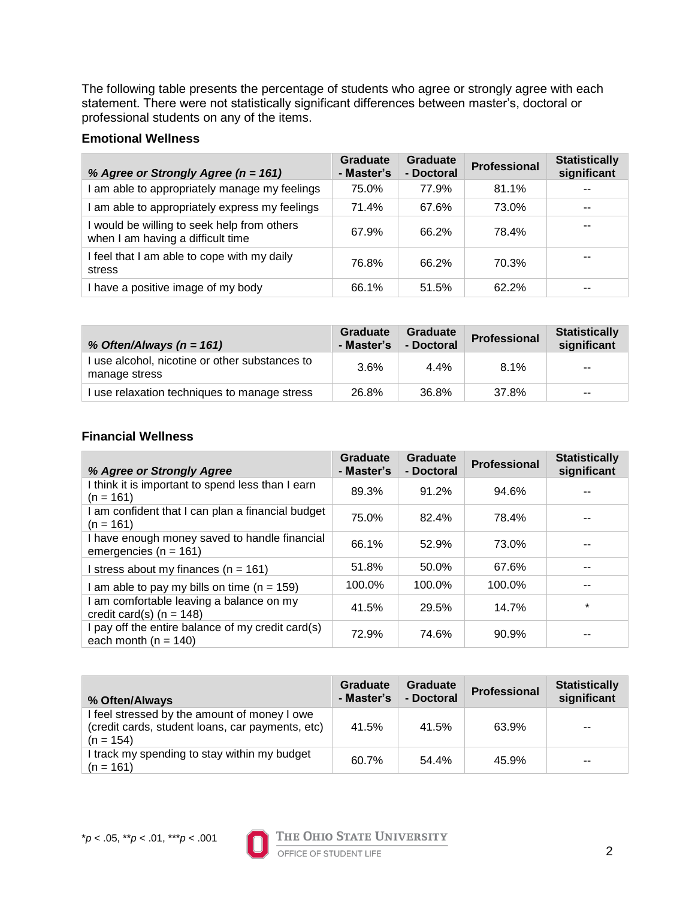The following table presents the percentage of students who agree or strongly agree with each statement. There were not statistically significant differences between master's, doctoral or professional students on any of the items.

### Emotional Wellness

| *% Agree or Strongly Agree (n = 161)* | Graduate - Master's | Graduate - Doctoral | Professional | Statistically significant |
|---|---|---|---|---|
| I am able to appropriately manage my feelings | 75.0% | 77.9% | 81.1% | -- |
| I am able to appropriately express my feelings | 71.4% | 67.6% | 73.0% | -- |
| I would be willing to seek help from others when I am having a difficult time | 67.9% | 66.2% | 78.4% | -- |
| I feel that I am able to cope with my daily stress | 76.8% | 66.2% | 70.3% | -- |
| I have a positive image of my body | 66.1% | 51.5% | 62.2% | -- |

| *% Often/Always (n = 161)* | Graduate - Master's | Graduate - Doctoral | Professional | Statistically significant |
|---|---|---|---|---|
| I use alcohol, nicotine or other substances to manage stress | 3.6% | 4.4% | 8.1% | -- |
| I use relaxation techniques to manage stress | 26.8% | 36.8% | 37.8% | -- |

### Financial Wellness

| *% Agree or Strongly Agree* | Graduate - Master's | Graduate - Doctoral | Professional | Statistically significant |
|---|---|---|---|---|
| I think it is important to spend less than I earn (n = 161) | 89.3% | 91.2% | 94.6% | -- |
| I am confident that I can plan a financial budget (n = 161) | 75.0% | 82.4% | 78.4% | -- |
| I have enough money saved to handle financial emergencies (n = 161) | 66.1% | 52.9% | 73.0% | -- |
| I stress about my finances (n = 161) | 51.8% | 50.0% | 67.6% | -- |
| I am able to pay my bills on time (n = 159) | 100.0% | 100.0% | 100.0% | -- |
| I am comfortable leaving a balance on my credit card(s) (n = 148) | 41.5% | 29.5% | 14.7% | * |
| I pay off the entire balance of my credit card(s) each month (n = 140) | 72.9% | 74.6% | 90.9% | -- |

| % Often/Always | Graduate - Master's | Graduate - Doctoral | Professional | Statistically significant |
|---|---|---|---|---|
| I feel stressed by the amount of money I owe (credit cards, student loans, car payments, etc) (n = 154) | 41.5% | 41.5% | 63.9% | -- |
| I track my spending to stay within my budget (n = 161) | 60.7% | 54.4% | 45.9% | -- |

*$p < .05$, **$p < .01$, ***$p < .001$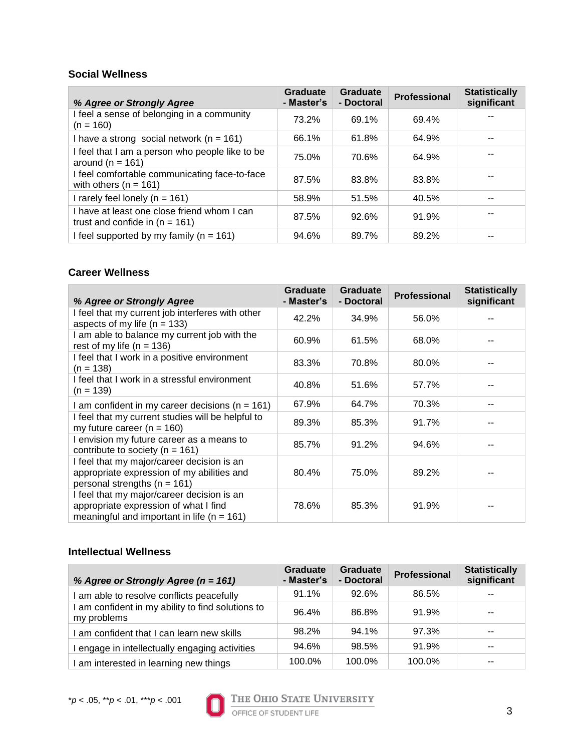### Social Wellness

| *% Agree or Strongly Agree* | Graduate - Master's | Graduate - Doctoral | Professional | Statistically significant |
|---|---|---|---|---|
| I feel a sense of belonging in a community (n = 160) | 73.2% | 69.1% | 69.4% | -- |
| I have a strong social network (n = 161) | 66.1% | 61.8% | 64.9% | -- |
| I feel that I am a person who people like to be around (n = 161) | 75.0% | 70.6% | 64.9% | -- |
| I feel comfortable communicating face-to-face with others (n = 161) | 87.5% | 83.8% | 83.8% | -- |
| I rarely feel lonely (n = 161) | 58.9% | 51.5% | 40.5% | -- |
| I have at least one close friend whom I can trust and confide in (n = 161) | 87.5% | 92.6% | 91.9% | -- |
| I feel supported by my family (n = 161) | 94.6% | 89.7% | 89.2% | -- |

### Career Wellness

| *% Agree or Strongly Agree* | Graduate - Master's | Graduate - Doctoral | Professional | Statistically significant |
|---|---|---|---|---|
| I feel that my current job interferes with other aspects of my life (n = 133) | 42.2% | 34.9% | 56.0% | -- |
| I am able to balance my current job with the rest of my life (n = 136) | 60.9% | 61.5% | 68.0% | -- |
| I feel that I work in a positive environment (n = 138) | 83.3% | 70.8% | 80.0% | -- |
| I feel that I work in a stressful environment (n = 139) | 40.8% | 51.6% | 57.7% | -- |
| I am confident in my career decisions (n = 161) | 67.9% | 64.7% | 70.3% | -- |
| I feel that my current studies will be helpful to my future career (n = 160) | 89.3% | 85.3% | 91.7% | -- |
| I envision my future career as a means to contribute to society (n = 161) | 85.7% | 91.2% | 94.6% | -- |
| I feel that my major/career decision is an appropriate expression of my abilities and personal strengths (n = 161) | 80.4% | 75.0% | 89.2% | -- |
| I feel that my major/career decision is an appropriate expression of what I find meaningful and important in life (n = 161) | 78.6% | 85.3% | 91.9% | -- |

### Intellectual Wellness

| *% Agree or Strongly Agree (n = 161)* | Graduate - Master's | Graduate - Doctoral | Professional | Statistically significant |
|---|---|---|---|---|
| I am able to resolve conflicts peacefully | 91.1% | 92.6% | 86.5% | -- |
| I am confident in my ability to find solutions to my problems | 96.4% | 86.8% | 91.9% | -- |
| I am confident that I can learn new skills | 98.2% | 94.1% | 97.3% | -- |
| I engage in intellectually engaging activities | 94.6% | 98.5% | 91.9% | -- |
| I am interested in learning new things | 100.0% | 100.0% | 100.0% | -- |

*$p < .05$, **$p < .01$, ***$p < .001$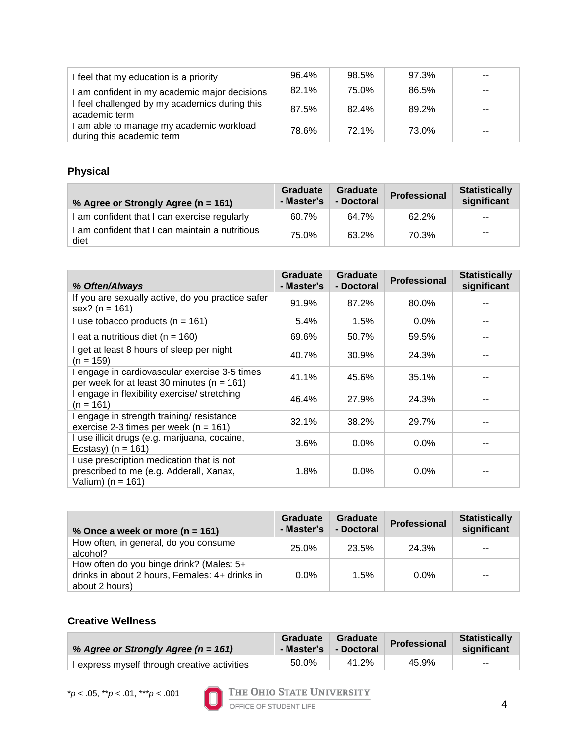| | | | | |
|---|---|---|---|---|
| I feel that my education is a priority | 96.4% | 98.5% | 97.3% | -- |
| I am confident in my academic major decisions | 82.1% | 75.0% | 86.5% | -- |
| I feel challenged by my academics during this academic term | 87.5% | 82.4% | 89.2% | -- |
| I am able to manage my academic workload during this academic term | 78.6% | 72.1% | 73.0% | -- |

## Physical

| % Agree or Strongly Agree (n = 161) | Graduate - Master's | Graduate - Doctoral | Professional | Statistically significant |
|---|---|---|---|---|
| I am confident that I can exercise regularly | 60.7% | 64.7% | 62.2% | -- |
| I am confident that I can maintain a nutritious diet | 75.0% | 63.2% | 70.3% | -- |

| *% Often/Always* | Graduate - Master's | Graduate - Doctoral | Professional | Statistically significant |
|---|---|---|---|---|
| If you are sexually active, do you practice safer sex? (n = 161) | 91.9% | 87.2% | 80.0% | -- |
| I use tobacco products (n = 161) | 5.4% | 1.5% | 0.0% | -- |
| I eat a nutritious diet (n = 160) | 69.6% | 50.7% | 59.5% | -- |
| I get at least 8 hours of sleep per night (n = 159) | 40.7% | 30.9% | 24.3% | -- |
| I engage in cardiovascular exercise 3-5 times per week for at least 30 minutes (n = 161) | 41.1% | 45.6% | 35.1% | -- |
| I engage in flexibility exercise/ stretching (n = 161) | 46.4% | 27.9% | 24.3% | -- |
| I engage in strength training/ resistance exercise 2-3 times per week (n = 161) | 32.1% | 38.2% | 29.7% | -- |
| I use illicit drugs (e.g. marijuana, cocaine, Ecstasy) (n = 161) | 3.6% | 0.0% | 0.0% | -- |
| I use prescription medication that is not prescribed to me (e.g. Adderall, Xanax, Valium) (n = 161) | 1.8% | 0.0% | 0.0% | -- |

| % Once a week or more (n = 161) | Graduate - Master's | Graduate - Doctoral | Professional | Statistically significant |
|---|---|---|---|---|
| How often, in general, do you consume alcohol? | 25.0% | 23.5% | 24.3% | -- |
| How often do you binge drink? (Males: 5+ drinks in about 2 hours, Females: 4+ drinks in about 2 hours) | 0.0% | 1.5% | 0.0% | -- |

## Creative Wellness

| *% Agree or Strongly Agree (n = 161)* | Graduate - Master's | Graduate - Doctoral | Professional | Statistically significant |
|---|---|---|---|---|
| I express myself through creative activities | 50.0% | 41.2% | 45.9% | -- |

*$p < .05$, **$p < .01$, ***$p < .001$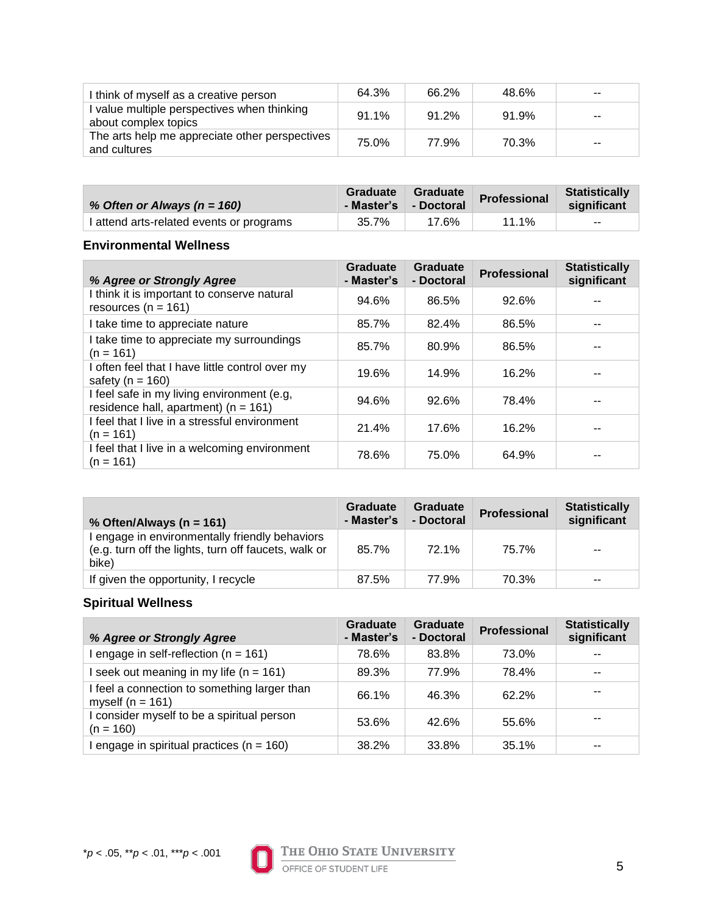| | | | | |
|---|---|---|---|---|
| I think of myself as a creative person | 64.3% | 66.2% | 48.6% | -- |
| I value multiple perspectives when thinking about complex topics | 91.1% | 91.2% | 91.9% | -- |
| The arts help me appreciate other perspectives and cultures | 75.0% | 77.9% | 70.3% | -- |

| *% Often or Always (n = 160)* | Graduate - Master's | Graduate - Doctoral | Professional | Statistically significant |
|---|---|---|---|---|
| I attend arts-related events or programs | 35.7% | 17.6% | 11.1% | -- |

### Environmental Wellness

| *% Agree or Strongly Agree* | Graduate - Master's | Graduate - Doctoral | Professional | Statistically significant |
|---|---|---|---|---|
| I think it is important to conserve natural resources (n = 161) | 94.6% | 86.5% | 92.6% | -- |
| I take time to appreciate nature | 85.7% | 82.4% | 86.5% | -- |
| I take time to appreciate my surroundings (n = 161) | 85.7% | 80.9% | 86.5% | -- |
| I often feel that I have little control over my safety (n = 160) | 19.6% | 14.9% | 16.2% | -- |
| I feel safe in my living environment (e.g, residence hall, apartment) (n = 161) | 94.6% | 92.6% | 78.4% | -- |
| I feel that I live in a stressful environment (n = 161) | 21.4% | 17.6% | 16.2% | -- |
| I feel that I live in a welcoming environment (n = 161) | 78.6% | 75.0% | 64.9% | -- |

| **% Often/Always (n = 161)** | Graduate - Master's | Graduate - Doctoral | Professional | Statistically significant |
|---|---|---|---|---|
| I engage in environmentally friendly behaviors (e.g. turn off the lights, turn off faucets, walk or bike) | 85.7% | 72.1% | 75.7% | -- |
| If given the opportunity, I recycle | 87.5% | 77.9% | 70.3% | -- |

### Spiritual Wellness

| *% Agree or Strongly Agree* | Graduate - Master's | Graduate - Doctoral | Professional | Statistically significant |
|---|---|---|---|---|
| I engage in self-reflection (n = 161) | 78.6% | 83.8% | 73.0% | -- |
| I seek out meaning in my life (n = 161) | 89.3% | 77.9% | 78.4% | -- |
| I feel a connection to something larger than myself (n = 161) | 66.1% | 46.3% | 62.2% | -- |
| I consider myself to be a spiritual person (n = 160) | 53.6% | 42.6% | 55.6% | -- |
| I engage in spiritual practices (n = 160) | 38.2% | 33.8% | 35.1% | -- |

*$p < .05$, **$p < .01$, ***$p < .001$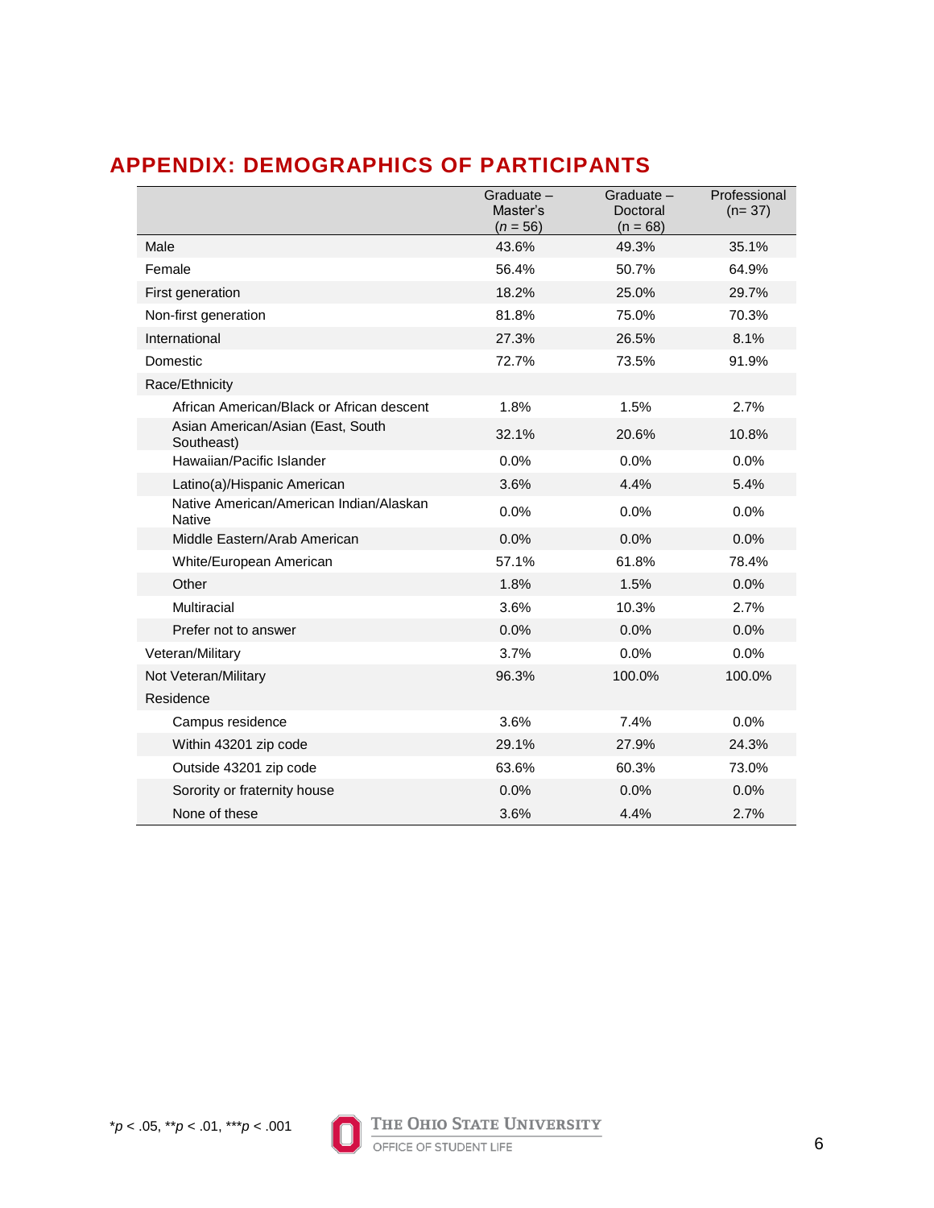## APPENDIX: DEMOGRAPHICS OF PARTICIPANTS

| | Graduate – Master's (*n* = 56) | Graduate – Doctoral (n = 68) | Professional (n= 37) |
|---|---|---|---|
| Male | 43.6% | 49.3% | 35.1% |
| Female | 56.4% | 50.7% | 64.9% |
| First generation | 18.2% | 25.0% | 29.7% |
| Non-first generation | 81.8% | 75.0% | 70.3% |
| International | 27.3% | 26.5% | 8.1% |
| Domestic | 72.7% | 73.5% | 91.9% |
| Race/Ethnicity | | | |
| African American/Black or African descent | 1.8% | 1.5% | 2.7% |
| Asian American/Asian (East, South Southeast) | 32.1% | 20.6% | 10.8% |
| Hawaiian/Pacific Islander | 0.0% | 0.0% | 0.0% |
| Latino(a)/Hispanic American | 3.6% | 4.4% | 5.4% |
| Native American/American Indian/Alaskan Native | 0.0% | 0.0% | 0.0% |
| Middle Eastern/Arab American | 0.0% | 0.0% | 0.0% |
| White/European American | 57.1% | 61.8% | 78.4% |
| Other | 1.8% | 1.5% | 0.0% |
| Multiracial | 3.6% | 10.3% | 2.7% |
| Prefer not to answer | 0.0% | 0.0% | 0.0% |
| Veteran/Military | 3.7% | 0.0% | 0.0% |
| Not Veteran/Military | 96.3% | 100.0% | 100.0% |
| Residence | | | |
| Campus residence | 3.6% | 7.4% | 0.0% |
| Within 43201 zip code | 29.1% | 27.9% | 24.3% |
| Outside 43201 zip code | 63.6% | 60.3% | 73.0% |
| Sorority or fraternity house | 0.0% | 0.0% | 0.0% |
| None of these | 3.6% | 4.4% | 2.7% |

*$p < .05$, **$p < .01$, ***$p < .001$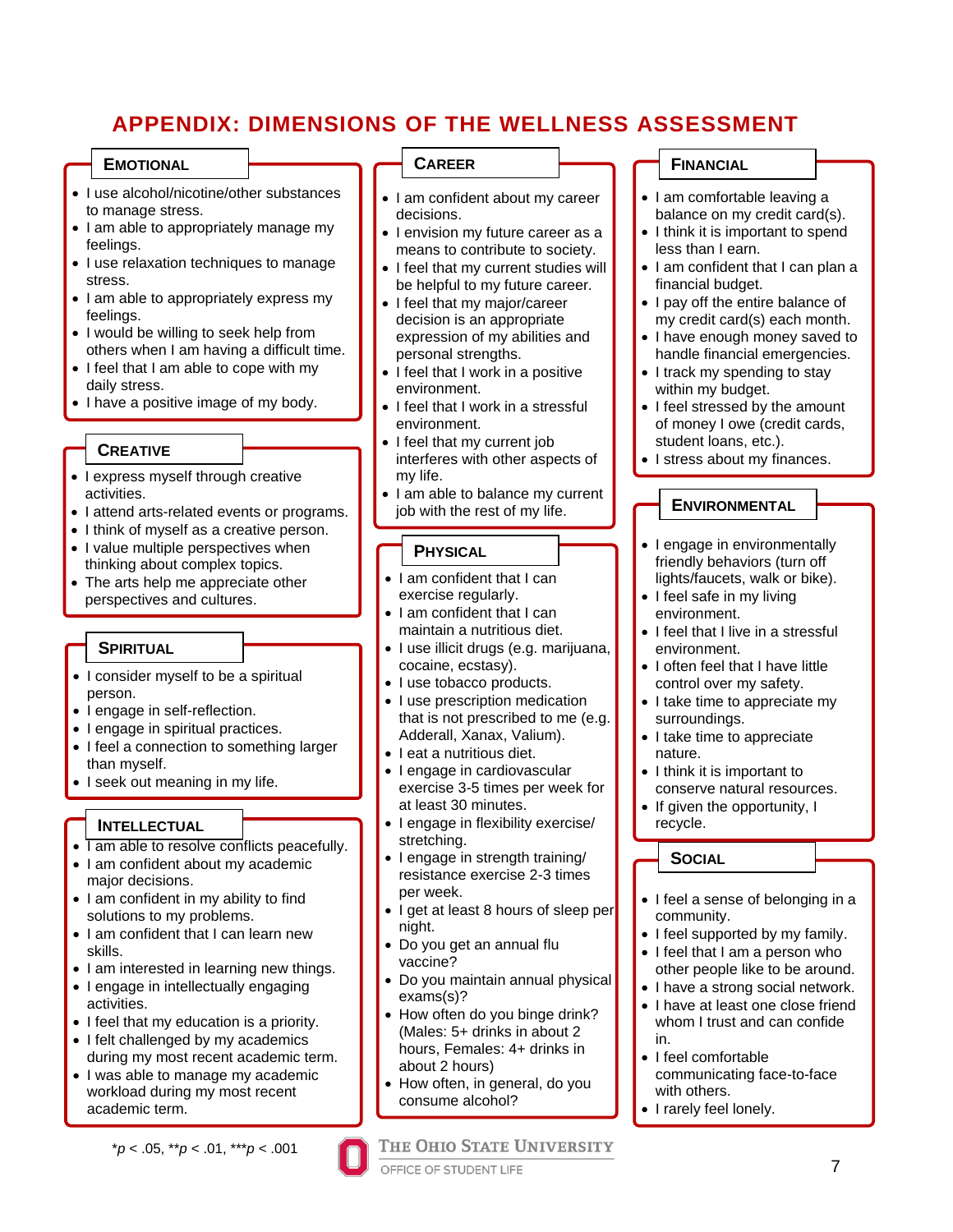## APPENDIX: DIMENSIONS OF THE WELLNESS ASSESSMENT

### EMOTIONAL

- I use alcohol/nicotine/other substances to manage stress.
- I am able to appropriately manage my feelings.
- I use relaxation techniques to manage stress.
- I am able to appropriately express my feelings.
- I would be willing to seek help from others when I am having a difficult time.
- I feel that I am able to cope with my daily stress.
- I have a positive image of my body.

### CREATIVE

- I express myself through creative activities.
- I attend arts-related events or programs.
- I think of myself as a creative person.
- I value multiple perspectives when thinking about complex topics.
- The arts help me appreciate other perspectives and cultures.

### SPIRITUAL

- I consider myself to be a spiritual person.
- I engage in self-reflection.
- I engage in spiritual practices.
- I feel a connection to something larger than myself.
- I seek out meaning in my life.

### INTELLECTUAL

- I am able to resolve conflicts peacefully.
- I am confident about my academic major decisions.
- I am confident in my ability to find solutions to my problems.
- I am confident that I can learn new skills.
- I am interested in learning new things.
- I engage in intellectually engaging activities.
- I feel that my education is a priority.
- I felt challenged by my academics during my most recent academic term.
- I was able to manage my academic workload during my most recent academic term.

### CAREER

- I am confident about my career decisions.
- I envision my future career as a means to contribute to society.
- I feel that my current studies will be helpful to my future career.
- I feel that my major/career decision is an appropriate expression of my abilities and personal strengths.
- I feel that I work in a positive environment.
- I feel that I work in a stressful environment.
- I feel that my current job interferes with other aspects of my life.
- I am able to balance my current job with the rest of my life.

### PHYSICAL

- I am confident that I can exercise regularly.
- I am confident that I can maintain a nutritious diet.
- I use illicit drugs (e.g. marijuana, cocaine, ecstasy).
- I use tobacco products.
- I use prescription medication that is not prescribed to me (e.g. Adderall, Xanax, Valium).
- I eat a nutritious diet.
- I engage in cardiovascular exercise 3-5 times per week for at least 30 minutes.
- I engage in flexibility exercise/ stretching.
- I engage in strength training/ resistance exercise 2-3 times per week.
- I get at least 8 hours of sleep per night.
- Do you get an annual flu vaccine?
- Do you maintain annual physical exams(s)?
- How often do you binge drink? (Males: 5+ drinks in about 2 hours, Females: 4+ drinks in about 2 hours)
- How often, in general, do you consume alcohol?

### FINANCIAL

- I am comfortable leaving a balance on my credit card(s).
- I think it is important to spend less than I earn.
- I am confident that I can plan a financial budget.
- I pay off the entire balance of my credit card(s) each month.
- I have enough money saved to handle financial emergencies.
- I track my spending to stay within my budget.
- I feel stressed by the amount of money I owe (credit cards, student loans, etc.).
- I stress about my finances.

### ENVIRONMENTAL

- I engage in environmentally friendly behaviors (turn off lights/faucets, walk or bike).
- I feel safe in my living environment.
- I feel that I live in a stressful environment.
- I often feel that I have little control over my safety.
- I take time to appreciate my surroundings.
- I take time to appreciate nature.
- I think it is important to conserve natural resources.
- If given the opportunity, I recycle.

### SOCIAL

- I feel a sense of belonging in a community.
- I feel supported by my family.
- I feel that I am a person who other people like to be around.
- I have a strong social network.
- I have at least one close friend whom I trust and can confide in.
- I feel comfortable communicating face-to-face with others.
- I rarely feel lonely.

*$p < .05$, **$p < .01$, ***$p < .001$

THE OHIO STATE UNIVERSITY
OFFICE OF STUDENT LIFE